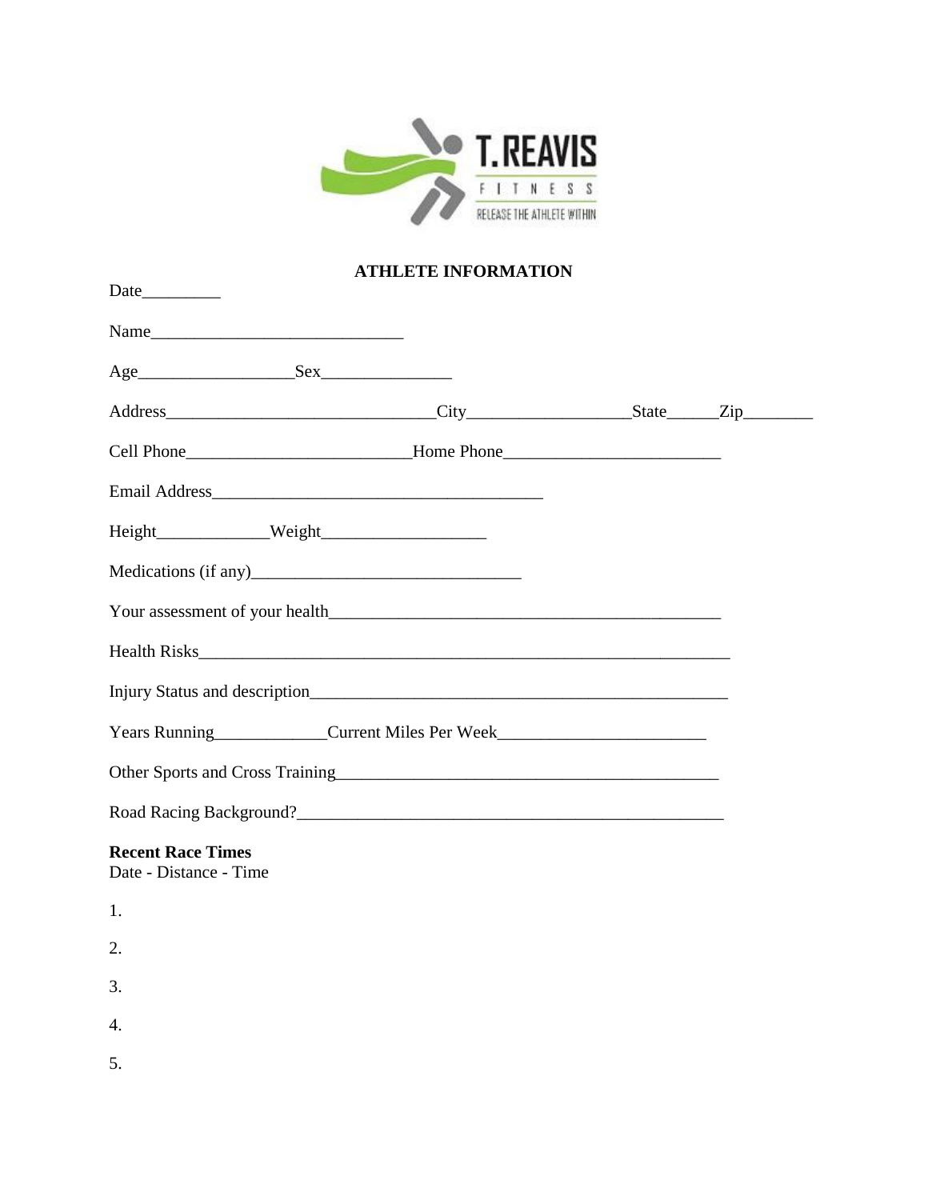T.REAVIS FITNESS
RELEASE THE ATHLETE WITHIN

**ATHLETE INFORMATION**

Date_________

Name______________________________

Age__________________Sex_______________

Address________________________________City___________________State______Zip________

Cell Phone_________________________Home Phone_________________________

Email Address______________________________________

Height_____________Weight___________________

Medications (if any)_______________________________

Your assessment of your health_______________________________________________

Health Risks______________________________________________________________

Injury Status and description_________________________________________________

Years Running_____________Current Miles Per Week________________________

Other Sports and Cross Training_____________________________________________

Road Racing Background?___________________________________________________

**Recent Race Times**
Date - Distance - Time

1.

2.

3.

4.

5.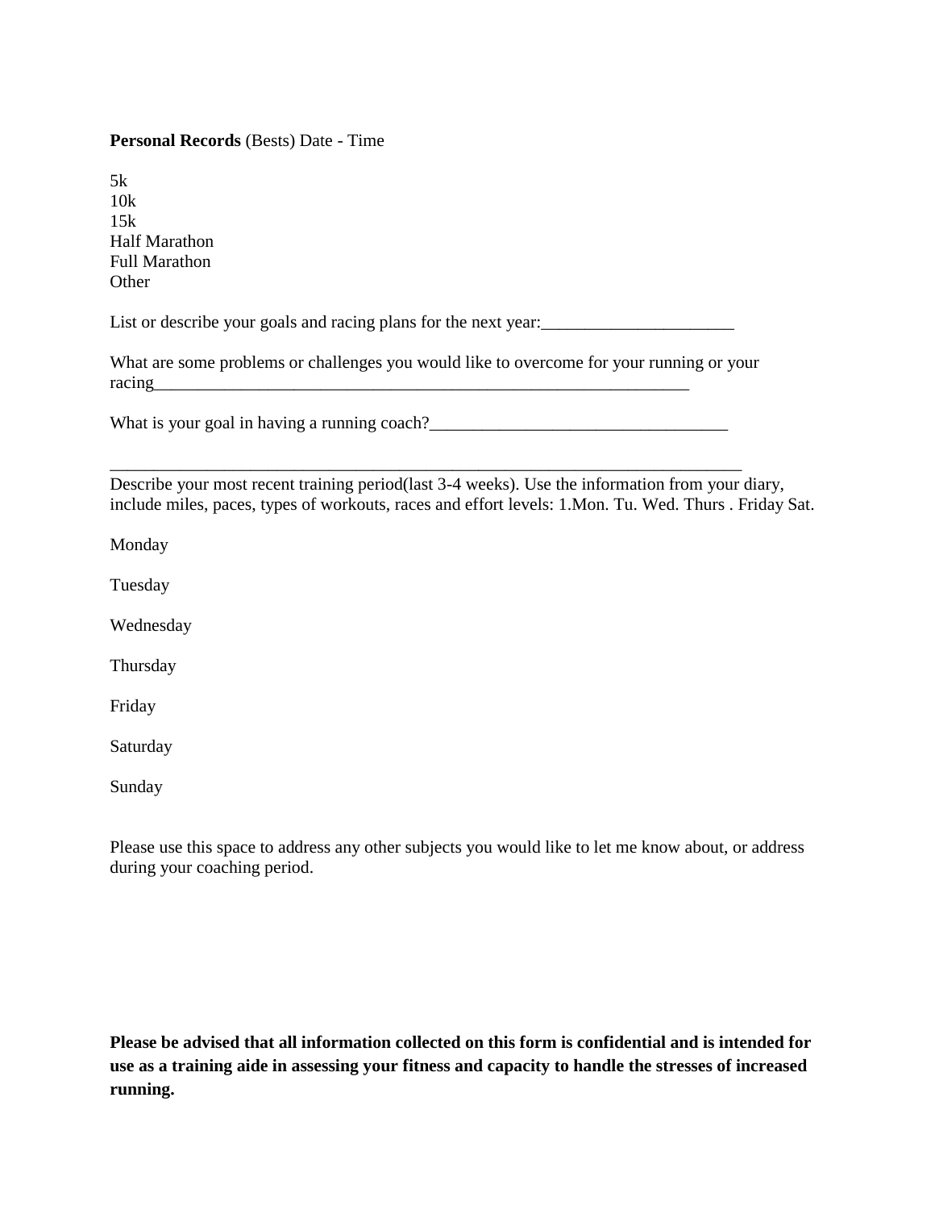**Personal Records** (Bests) Date - Time

5k
10k
15k
Half Marathon
Full Marathon
Other

List or describe your goals and racing plans for the next year:______________________

What are some problems or challenges you would like to overcome for your running or your racing_______________________________________________________________

What is your goal in having a running coach?__________________________________

__________________________________________________________________________

Describe your most recent training period(last 3-4 weeks). Use the information from your diary, include miles, paces, types of workouts, races and effort levels: 1.Mon. Tu. Wed. Thurs . Friday Sat.

Monday

Tuesday

Wednesday

Thursday

Friday

Saturday

Sunday

Please use this space to address any other subjects you would like to let me know about, or address during your coaching period.

**Please be advised that all information collected on this form is confidential and is intended for use as a training aide in assessing your fitness and capacity to handle the stresses of increased running.**